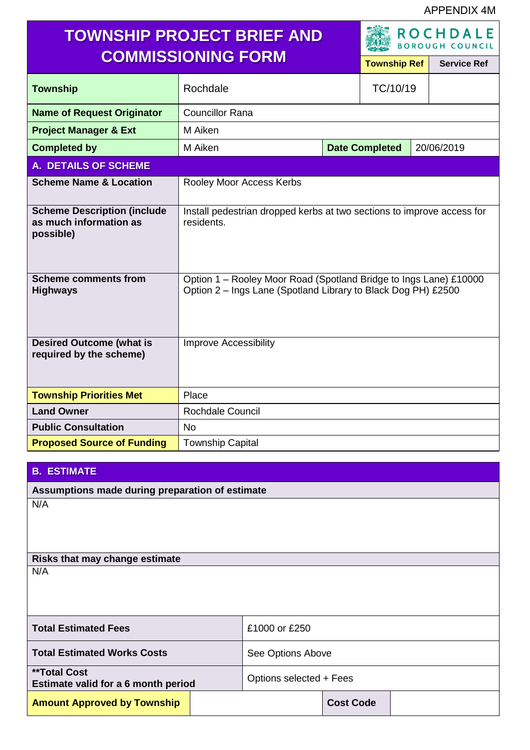APPENDIX 4M

# TOWNSHIP PROJECT BRIEF AND COMMISSIONING FORM

ROCHDALE BOROUGH COUNCIL

| | | Township Ref | Service Ref |
|---|---|---|---|
| **Township** | Rochdale | TC/10/19 | |
| **Name of Request Originator** | Councillor Rana | | |
| **Project Manager & Ext** | M Aiken | | |
| **Completed by** | M Aiken | **Date Completed** | 20/06/2019 |

## A. DETAILS OF SCHEME

| | |
|---|---|
| **Scheme Name & Location** | Rooley Moor Access Kerbs |
| **Scheme Description (include as much information as possible)** | Install pedestrian dropped kerbs at two sections to improve access for residents. |
| **Scheme comments from Highways** | Option 1 – Rooley Moor Road (Spotland Bridge to Ings Lane) £10000<br>Option 2 – Ings Lane (Spotland Library to Black Dog PH) £2500 |
| **Desired Outcome (what is required by the scheme)** | Improve Accessibility |
| **Township Priorities Met** | Place |
| **Land Owner** | Rochdale Council |
| **Public Consultation** | No |
| **Proposed Source of Funding** | Township Capital |

## B. ESTIMATE

**Assumptions made during preparation of estimate**

N/A

**Risks that may change estimate**

N/A

| | | | |
|---|---|---|---|
| **Total Estimated Fees** | £1000 or £250 | | |
| **Total Estimated Works Costs** | See Options Above | | |
| **\*\*Total Cost**<br>**Estimate valid for a 6 month period** | Options selected + Fees | | |
| **Amount Approved by Township** | | **Cost Code** | |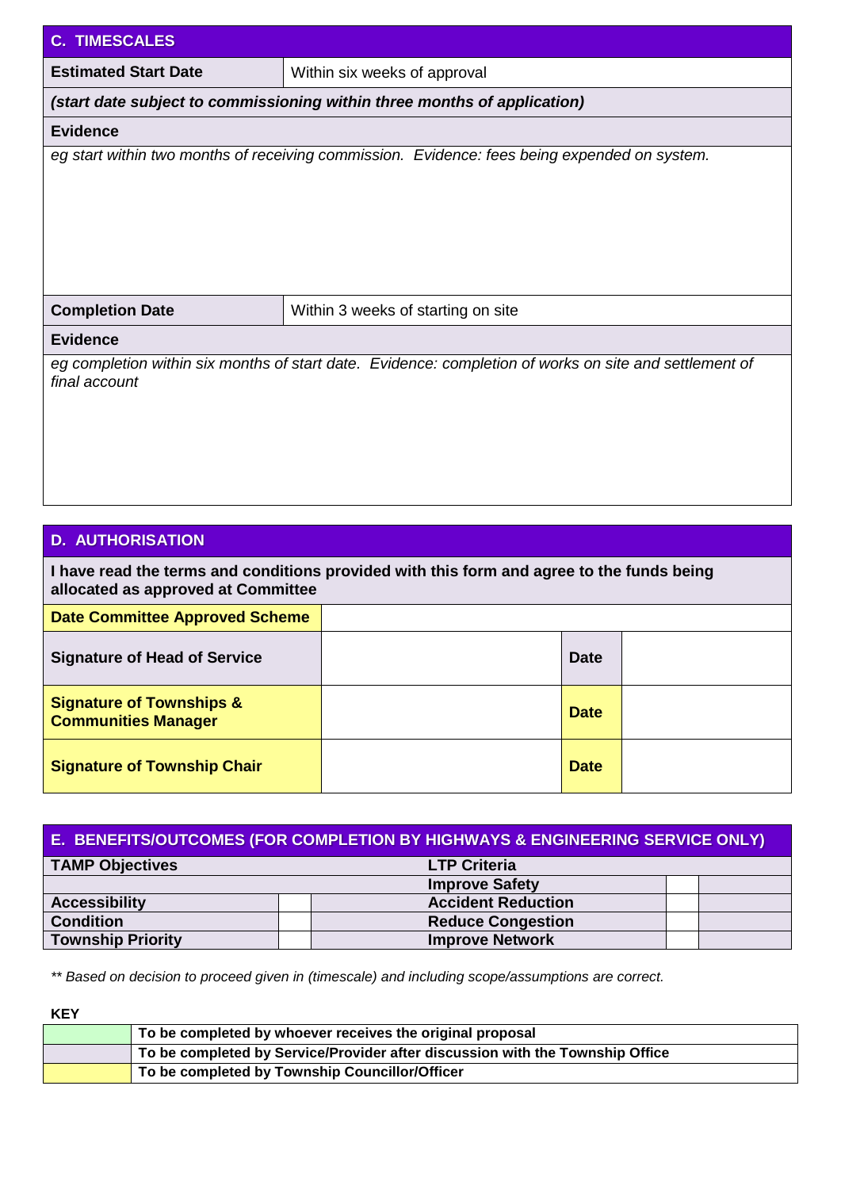## C. TIMESCALES

| | |
|---|---|
| **Estimated Start Date** | Within six weeks of approval |
| ***(start date subject to commissioning within three months of application)*** | |
| **Evidence** | |
| *eg start within two months of receiving commission. Evidence: fees being expended on system.* | |
| **Completion Date** | Within 3 weeks of starting on site |
| **Evidence** | |
| *eg completion within six months of start date. Evidence: completion of works on site and settlement of final account* | |

## D. AUTHORISATION

**I have read the terms and conditions provided with this form and agree to the funds being allocated as approved at Committee**

| | | | |
|---|---|---|---|
| **Date Committee Approved Scheme** | | | |
| **Signature of Head of Service** | | **Date** | |
| **Signature of Townships & Communities Manager** | | **Date** | |
| **Signature of Township Chair** | | **Date** | |

## E. BENEFITS/OUTCOMES (FOR COMPLETION BY HIGHWAYS & ENGINEERING SERVICE ONLY)

| **TAMP Objectives** | | **LTP Criteria** | | |
|---|---|---|---|---|
| | | **Improve Safety** | | |
| **Accessibility** | | **Accident Reduction** | | |
| **Condition** | | **Reduce Congestion** | | |
| **Township Priority** | | **Improve Network** | | |

*** Based on decision to proceed given in (timescale) and including scope/assumptions are correct.*

**KEY**

| | |
|---|---|
| | **To be completed by whoever receives the original proposal** |
| | **To be completed by Service/Provider after discussion with the Township Office** |
| | **To be completed by Township Councillor/Officer** |